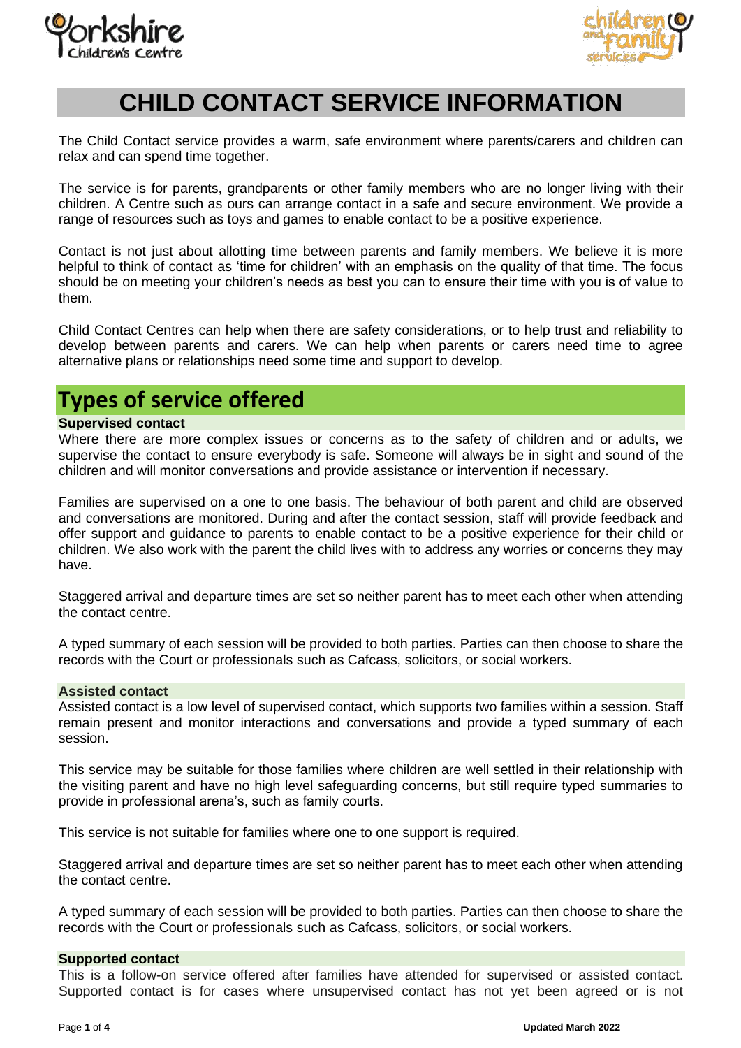Yorkshire Children's Centre

children and family services

# CHILD CONTACT SERVICE INFORMATION

The Child Contact service provides a warm, safe environment where parents/carers and children can relax and can spend time together.

The service is for parents, grandparents or other family members who are no longer living with their children. A Centre such as ours can arrange contact in a safe and secure environment. We provide a range of resources such as toys and games to enable contact to be a positive experience.

Contact is not just about allotting time between parents and family members. We believe it is more helpful to think of contact as 'time for children' with an emphasis on the quality of that time. The focus should be on meeting your children's needs as best you can to ensure their time with you is of value to them.

Child Contact Centres can help when there are safety considerations, or to help trust and reliability to develop between parents and carers. We can help when parents or carers need time to agree alternative plans or relationships need some time and support to develop.

## Types of service offered

### Supervised contact

Where there are more complex issues or concerns as to the safety of children and or adults, we supervise the contact to ensure everybody is safe. Someone will always be in sight and sound of the children and will monitor conversations and provide assistance or intervention if necessary.

Families are supervised on a one to one basis. The behaviour of both parent and child are observed and conversations are monitored. During and after the contact session, staff will provide feedback and offer support and guidance to parents to enable contact to be a positive experience for their child or children. We also work with the parent the child lives with to address any worries or concerns they may have.

Staggered arrival and departure times are set so neither parent has to meet each other when attending the contact centre.

A typed summary of each session will be provided to both parties. Parties can then choose to share the records with the Court or professionals such as Cafcass, solicitors, or social workers.

### Assisted contact

Assisted contact is a low level of supervised contact, which supports two families within a session. Staff remain present and monitor interactions and conversations and provide a typed summary of each session.

This service may be suitable for those families where children are well settled in their relationship with the visiting parent and have no high level safeguarding concerns, but still require typed summaries to provide in professional arena's, such as family courts.

This service is not suitable for families where one to one support is required.

Staggered arrival and departure times are set so neither parent has to meet each other when attending the contact centre.

A typed summary of each session will be provided to both parties. Parties can then choose to share the records with the Court or professionals such as Cafcass, solicitors, or social workers.

### Supported contact

This is a follow-on service offered after families have attended for supervised or assisted contact. Supported contact is for cases where unsupervised contact has not yet been agreed or is not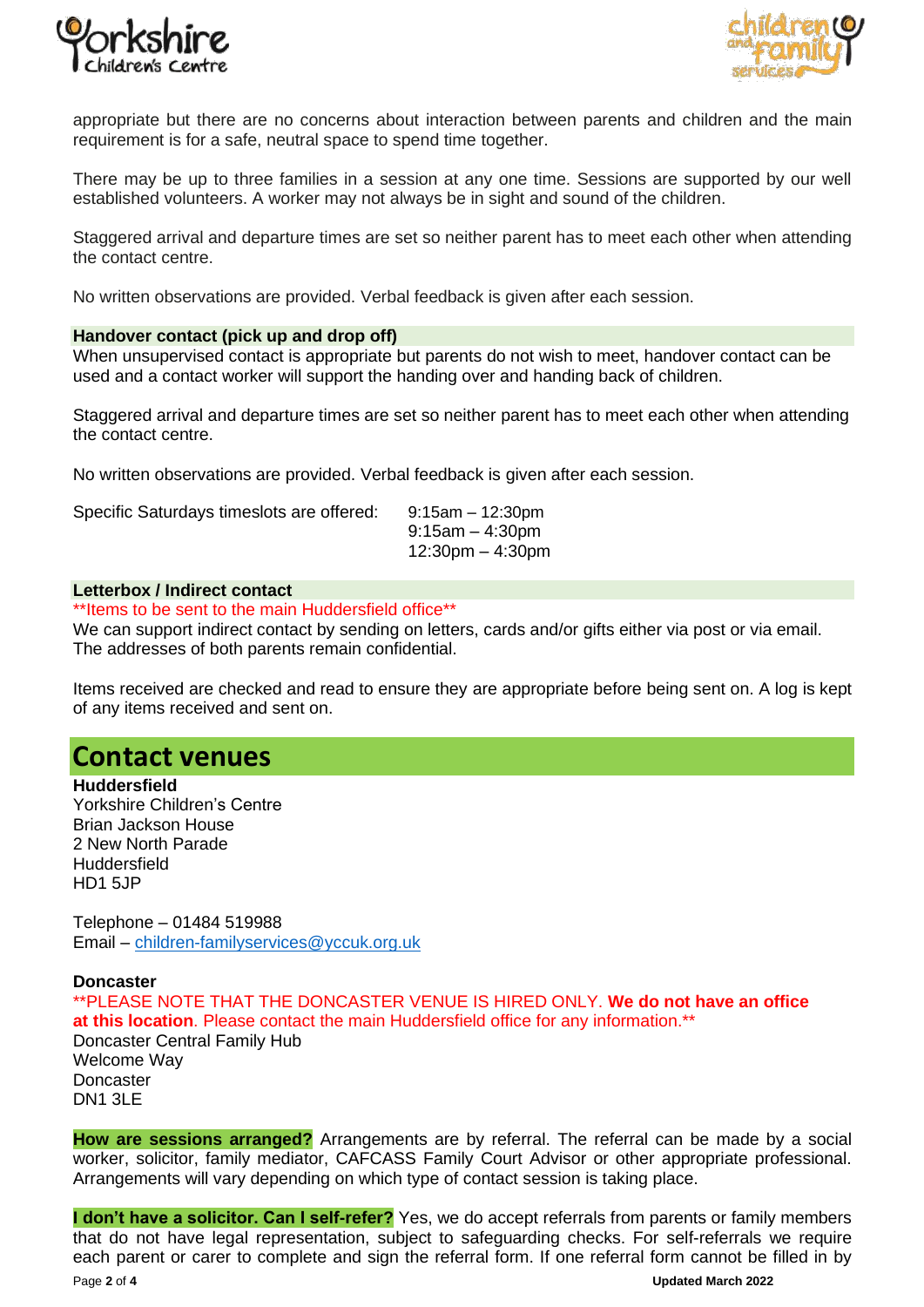appropriate but there are no concerns about interaction between parents and children and the main requirement is for a safe, neutral space to spend time together.

There may be up to three families in a session at any one time. Sessions are supported by our well established volunteers. A worker may not always be in sight and sound of the children.

Staggered arrival and departure times are set so neither parent has to meet each other when attending the contact centre.

No written observations are provided. Verbal feedback is given after each session.

### Handover contact (pick up and drop off)

When unsupervised contact is appropriate but parents do not wish to meet, handover contact can be used and a contact worker will support the handing over and handing back of children.

Staggered arrival and departure times are set so neither parent has to meet each other when attending the contact centre.

No written observations are provided. Verbal feedback is given after each session.

Specific Saturdays timeslots are offered:
- 9:15am – 12:30pm
- 9:15am – 4:30pm
- 12:30pm – 4:30pm

### Letterbox / Indirect contact

**Items to be sent to the main Huddersfield office**

We can support indirect contact by sending on letters, cards and/or gifts either via post or via email. The addresses of both parents remain confidential.

Items received are checked and read to ensure they are appropriate before being sent on. A log is kept of any items received and sent on.

## Contact venues

**Huddersfield**
Yorkshire Children's Centre
Brian Jackson House
2 New North Parade
Huddersfield
HD1 5JP

Telephone – 01484 519988
Email – children-familyservices@yccuk.org.uk

**Doncaster**
**PLEASE NOTE THAT THE DONCASTER VENUE IS HIRED ONLY. **We do not have an office at this location**. Please contact the main Huddersfield office for any information.**
Doncaster Central Family Hub
Welcome Way
Doncaster
DN1 3LE

**How are sessions arranged?** Arrangements are by referral. The referral can be made by a social worker, solicitor, family mediator, CAFCASS Family Court Advisor or other appropriate professional. Arrangements will vary depending on which type of contact session is taking place.

**I don't have a solicitor. Can I self-refer?** Yes, we do accept referrals from parents or family members that do not have legal representation, subject to safeguarding checks. For self-referrals we require each parent or carer to complete and sign the referral form. If one referral form cannot be filled in by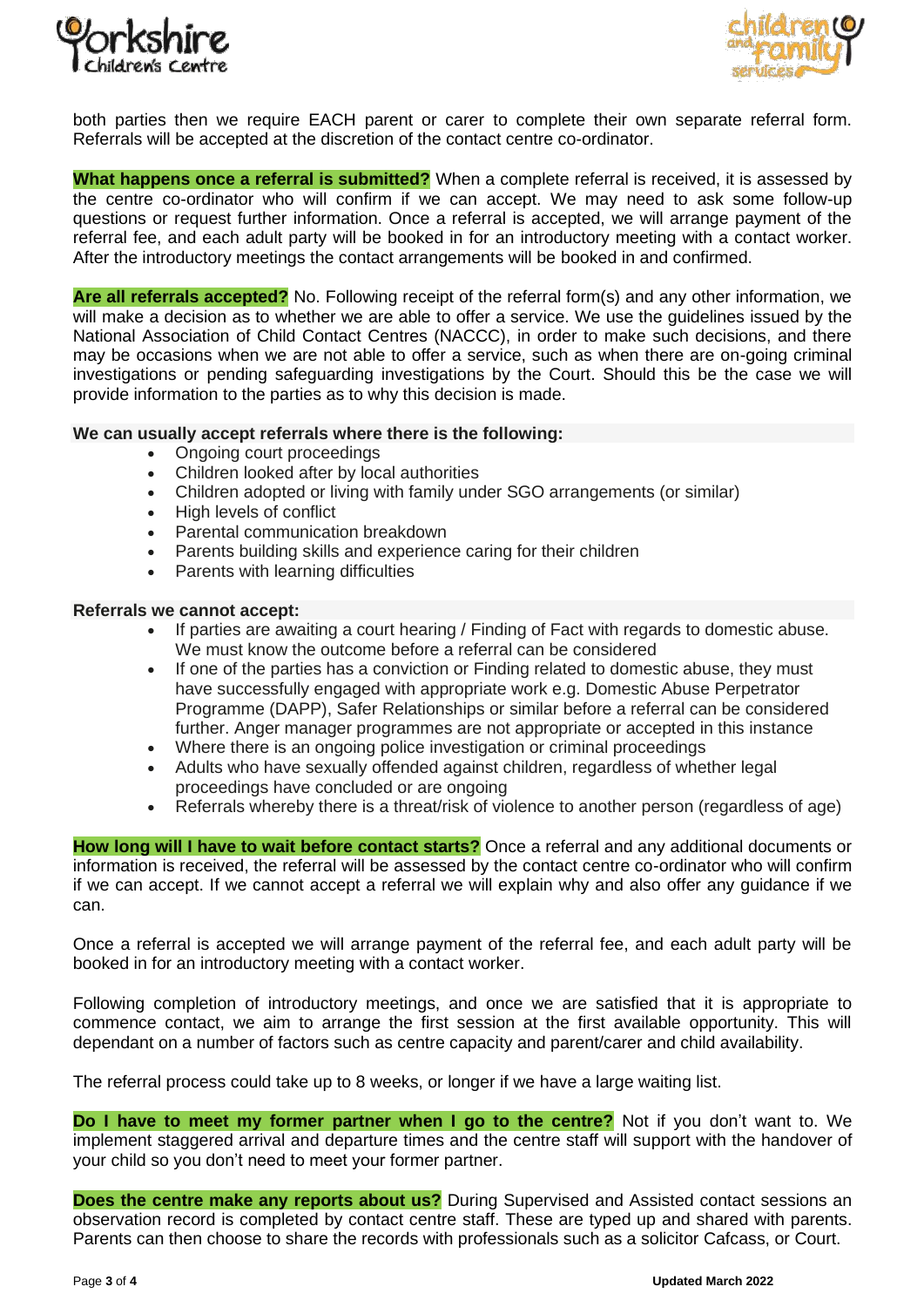both parties then we require EACH parent or carer to complete their own separate referral form. Referrals will be accepted at the discretion of the contact centre co-ordinator.

**What happens once a referral is submitted?** When a complete referral is received, it is assessed by the centre co-ordinator who will confirm if we can accept. We may need to ask some follow-up questions or request further information. Once a referral is accepted, we will arrange payment of the referral fee, and each adult party will be booked in for an introductory meeting with a contact worker. After the introductory meetings the contact arrangements will be booked in and confirmed.

**Are all referrals accepted?** No. Following receipt of the referral form(s) and any other information, we will make a decision as to whether we are able to offer a service. We use the guidelines issued by the National Association of Child Contact Centres (NACCC), in order to make such decisions, and there may be occasions when we are not able to offer a service, such as when there are on-going criminal investigations or pending safeguarding investigations by the Court. Should this be the case we will provide information to the parties as to why this decision is made.

**We can usually accept referrals where there is the following:**

- Ongoing court proceedings
- Children looked after by local authorities
- Children adopted or living with family under SGO arrangements (or similar)
- High levels of conflict
- Parental communication breakdown
- Parents building skills and experience caring for their children
- Parents with learning difficulties

**Referrals we cannot accept:**

- If parties are awaiting a court hearing / Finding of Fact with regards to domestic abuse. We must know the outcome before a referral can be considered
- If one of the parties has a conviction or Finding related to domestic abuse, they must have successfully engaged with appropriate work e.g. Domestic Abuse Perpetrator Programme (DAPP), Safer Relationships or similar before a referral can be considered further. Anger manager programmes are not appropriate or accepted in this instance
- Where there is an ongoing police investigation or criminal proceedings
- Adults who have sexually offended against children, regardless of whether legal proceedings have concluded or are ongoing
- Referrals whereby there is a threat/risk of violence to another person (regardless of age)

**How long will I have to wait before contact starts?** Once a referral and any additional documents or information is received, the referral will be assessed by the contact centre co-ordinator who will confirm if we can accept. If we cannot accept a referral we will explain why and also offer any guidance if we can.

Once a referral is accepted we will arrange payment of the referral fee, and each adult party will be booked in for an introductory meeting with a contact worker.

Following completion of introductory meetings, and once we are satisfied that it is appropriate to commence contact, we aim to arrange the first session at the first available opportunity. This will dependant on a number of factors such as centre capacity and parent/carer and child availability.

The referral process could take up to 8 weeks, or longer if we have a large waiting list.

**Do I have to meet my former partner when I go to the centre?** Not if you don't want to. We implement staggered arrival and departure times and the centre staff will support with the handover of your child so you don't need to meet your former partner.

**Does the centre make any reports about us?** During Supervised and Assisted contact sessions an observation record is completed by contact centre staff. These are typed up and shared with parents. Parents can then choose to share the records with professionals such as a solicitor Cafcass, or Court.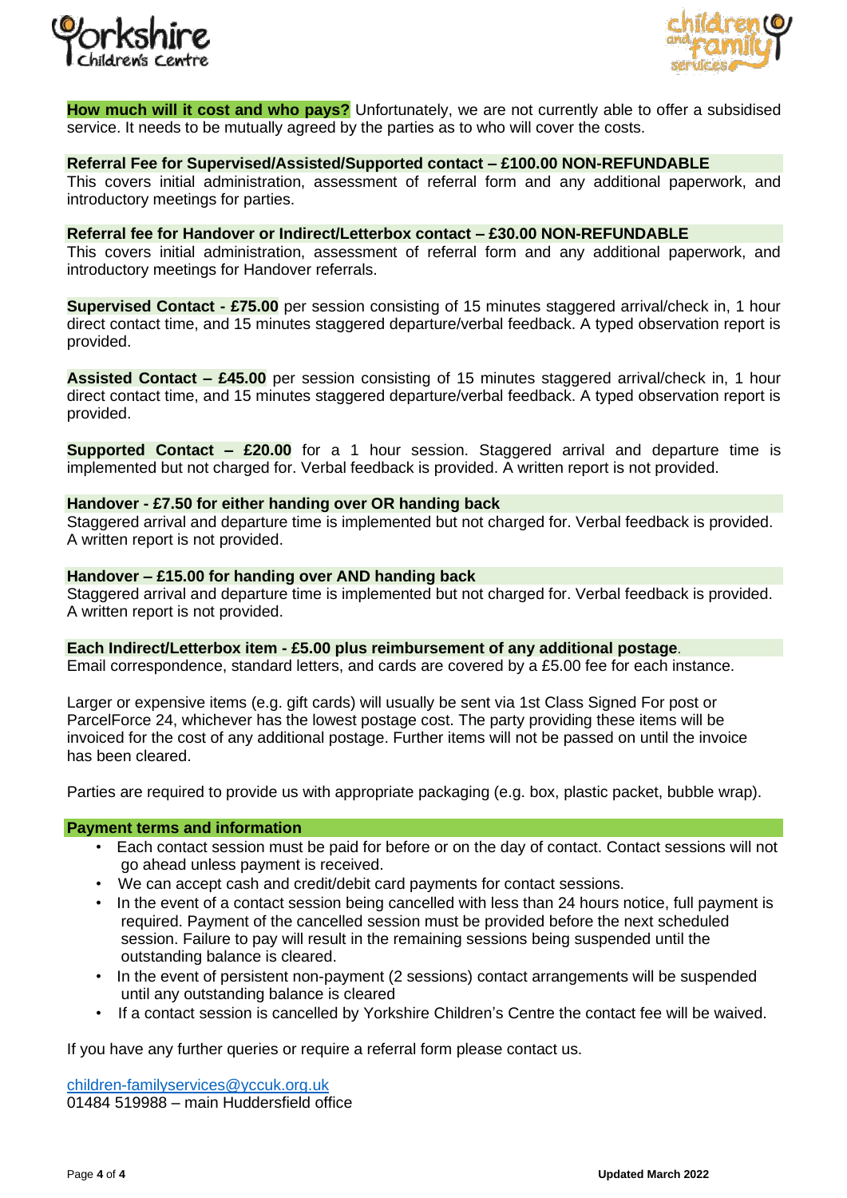**How much will it cost and who pays?** Unfortunately, we are not currently able to offer a subsidised service. It needs to be mutually agreed by the parties as to who will cover the costs.

**Referral Fee for Supervised/Assisted/Supported contact – £100.00 NON-REFUNDABLE**
This covers initial administration, assessment of referral form and any additional paperwork, and introductory meetings for parties.

**Referral fee for Handover or Indirect/Letterbox contact – £30.00 NON-REFUNDABLE**
This covers initial administration, assessment of referral form and any additional paperwork, and introductory meetings for Handover referrals.

**Supervised Contact - £75.00** per session consisting of 15 minutes staggered arrival/check in, 1 hour direct contact time, and 15 minutes staggered departure/verbal feedback. A typed observation report is provided.

**Assisted Contact – £45.00** per session consisting of 15 minutes staggered arrival/check in, 1 hour direct contact time, and 15 minutes staggered departure/verbal feedback. A typed observation report is provided.

**Supported Contact – £20.00** for a 1 hour session. Staggered arrival and departure time is implemented but not charged for. Verbal feedback is provided. A written report is not provided.

**Handover - £7.50 for either handing over OR handing back**
Staggered arrival and departure time is implemented but not charged for. Verbal feedback is provided. A written report is not provided.

**Handover – £15.00 for handing over AND handing back**
Staggered arrival and departure time is implemented but not charged for. Verbal feedback is provided. A written report is not provided.

**Each Indirect/Letterbox item - £5.00 plus reimbursement of any additional postage**.
Email correspondence, standard letters, and cards are covered by a £5.00 fee for each instance.

Larger or expensive items (e.g. gift cards) will usually be sent via 1st Class Signed For post or ParcelForce 24, whichever has the lowest postage cost. The party providing these items will be invoiced for the cost of any additional postage. Further items will not be passed on until the invoice has been cleared.

Parties are required to provide us with appropriate packaging (e.g. box, plastic packet, bubble wrap).

**Payment terms and information**

- Each contact session must be paid for before or on the day of contact. Contact sessions will not go ahead unless payment is received.
- We can accept cash and credit/debit card payments for contact sessions.
- In the event of a contact session being cancelled with less than 24 hours notice, full payment is required. Payment of the cancelled session must be provided before the next scheduled session. Failure to pay will result in the remaining sessions being suspended until the outstanding balance is cleared.
- In the event of persistent non-payment (2 sessions) contact arrangements will be suspended until any outstanding balance is cleared
- If a contact session is cancelled by Yorkshire Children's Centre the contact fee will be waived.

If you have any further queries or require a referral form please contact us.

children-familyservices@yccuk.org.uk
01484 519988 – main Huddersfield office

Updated March 2022